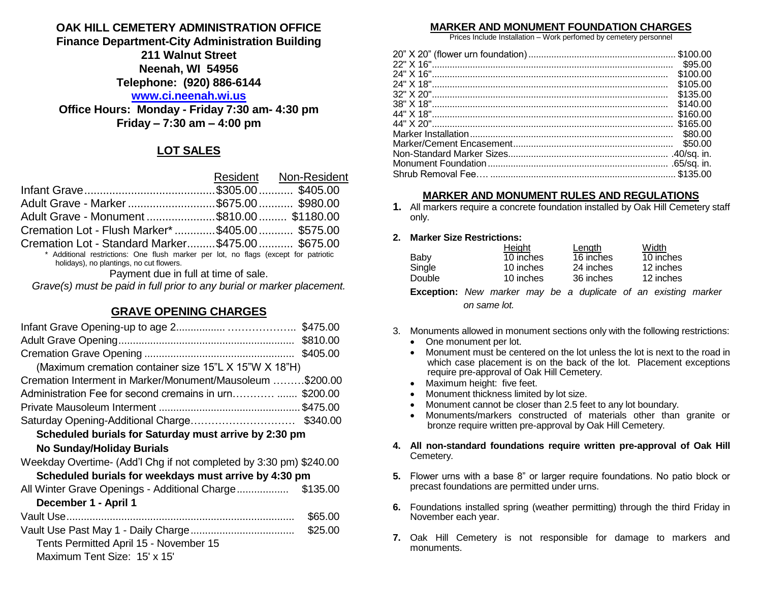**OAK HILL CEMETERY ADMINISTRATION OFFICE**
**Finance Department-City Administration Building**
**211 Walnut Street**
**Neenah, WI 54956**
**Telephone: (920) 886-6144**
**www.ci.neenah.wi.us**
**Office Hours: Monday - Friday 7:30 am- 4:30 pm**
**Friday – 7:30 am – 4:00 pm**

## LOT SALES

| | Resident | Non-Resident |
|---|---|---|
| Infant Grave | $305.00 | $405.00 |
| Adult Grave - Marker | $675.00 | $980.00 |
| Adult Grave - Monument | $810.00 | $1180.00 |
| Cremation Lot - Flush Marker* | $405.00 | $575.00 |
| Cremation Lot - Standard Marker | $475.00 | $675.00 |

\* Additional restrictions: One flush marker per lot, no flags (except for patriotic holidays), no plantings, no cut flowers.

Payment due in full at time of sale.

*Grave(s) must be paid in full prior to any burial or marker placement.*

## GRAVE OPENING CHARGES

| | |
|---|---|
| Infant Grave Opening-up to age 2 | $475.00 |
| Adult Grave Opening | $810.00 |
| Cremation Grave Opening | $405.00 |
| (Maximum cremation container size 15"L X 15"W X 18"H) | |
| Cremation Interment in Marker/Monument/Mausoleum | $200.00 |
| Administration Fee for second cremains in urn | $200.00 |
| Private Mausoleum Interment | $475.00 |
| Saturday Opening-Additional Charge | $340.00 |

**Scheduled burials for Saturday must arrive by 2:30 pm**

**No Sunday/Holiday Burials**

Weekday Overtime- (Add'l Chg if not completed by 3:30 pm) $240.00

**Scheduled burials for weekdays must arrive by 4:30 pm**

All Winter Grave Openings - Additional Charge $135.00

**December 1 - April 1**

| | |
|---|---|
| Vault Use | $65.00 |
| Vault Use Past May 1 - Daily Charge | $25.00 |

Tents Permitted April 15 - November 15

Maximum Tent Size: 15' x 15'

## MARKER AND MONUMENT FOUNDATION CHARGES

Prices Include Installation – Work perfomed by cemetery personnel

| | |
|---|---|
| 20" X 20" (flower urn foundation) | $100.00 |
| 22" X 16" | $95.00 |
| 24" X 16" | $100.00 |
| 24" X 18" | $105.00 |
| 32" X 20" | $135.00 |
| 38" X 18" | $140.00 |
| 44" X 18" | $160.00 |
| 44" X 20" | $165.00 |
| Marker Installation | $80.00 |
| Marker/Cement Encasement | $50.00 |
| Non-Standard Marker Sizes | .40/sq. in. |
| Monument Foundation | .65/sq. in. |
| Shrub Removal Fee… | $135.00 |

## MARKER AND MONUMENT RULES AND REGULATIONS

**1.** All markers require a concrete foundation installed by Oak Hill Cemetery staff only.

**2. Marker Size Restrictions:**

| | Height | Length | Width |
|---|---|---|---|
| Baby | 10 inches | 16 inches | 10 inches |
| Single | 10 inches | 24 inches | 12 inches |
| Double | 10 inches | 36 inches | 12 inches |

**Exception:** *New marker may be a duplicate of an existing marker on same lot.*

3. Monuments allowed in monument sections only with the following restrictions:
   - One monument per lot.
   - Monument must be centered on the lot unless the lot is next to the road in which case placement is on the back of the lot. Placement exceptions require pre-approval of Oak Hill Cemetery.
   - Maximum height: five feet.
   - Monument thickness limited by lot size.
   - Monument cannot be closer than 2.5 feet to any lot boundary.
   - Monuments/markers constructed of materials other than granite or bronze require written pre-approval by Oak Hill Cemetery.

**4. All non-standard foundations require written pre-approval of Oak Hill** Cemetery.

**5.** Flower urns with a base 8" or larger require foundations. No patio block or precast foundations are permitted under urns.

**6.** Foundations installed spring (weather permitting) through the third Friday in November each year.

**7.** Oak Hill Cemetery is not responsible for damage to markers and monuments.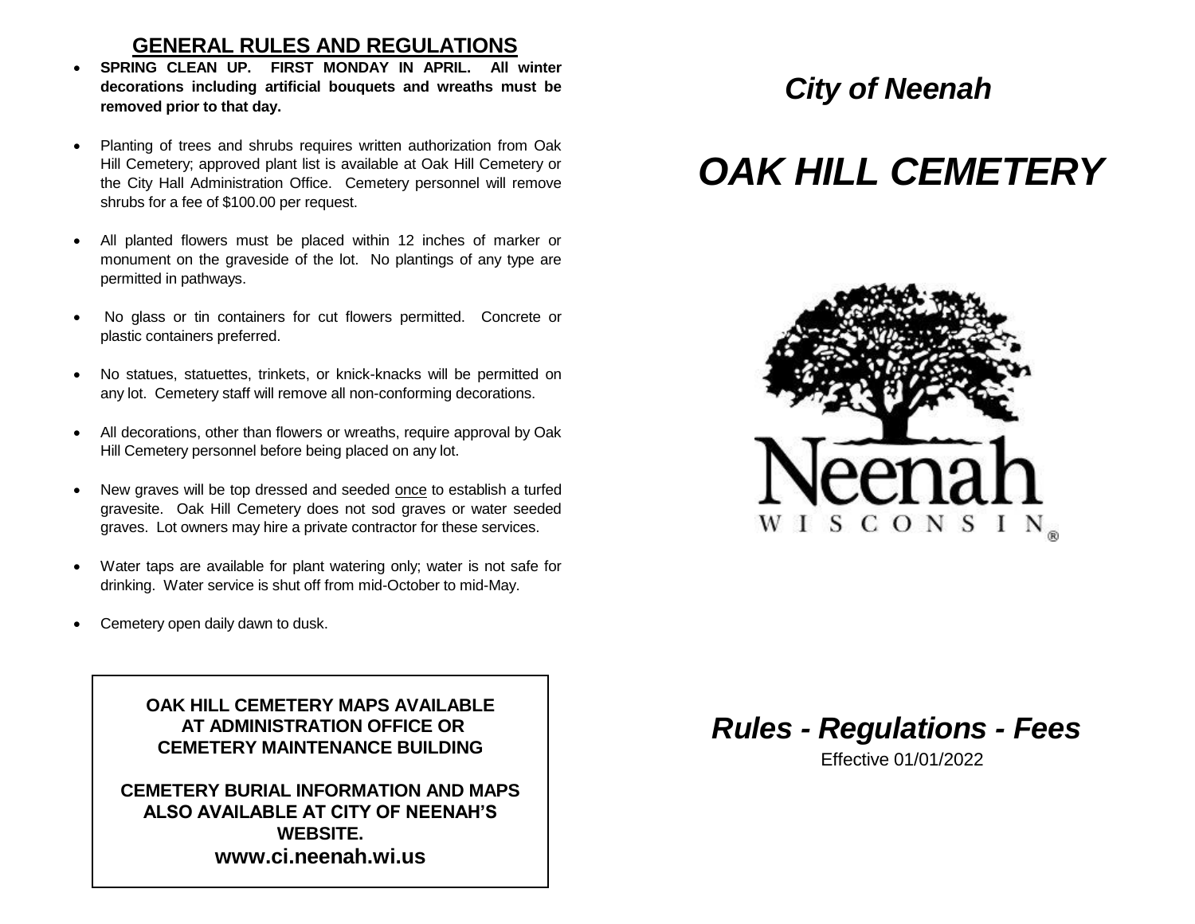## GENERAL RULES AND REGULATIONS

- **SPRING CLEAN UP. FIRST MONDAY IN APRIL. All winter decorations including artificial bouquets and wreaths must be removed prior to that day.**
- Planting of trees and shrubs requires written authorization from Oak Hill Cemetery; approved plant list is available at Oak Hill Cemetery or the City Hall Administration Office. Cemetery personnel will remove shrubs for a fee of $100.00 per request.
- All planted flowers must be placed within 12 inches of marker or monument on the graveside of the lot. No plantings of any type are permitted in pathways.
- No glass or tin containers for cut flowers permitted. Concrete or plastic containers preferred.
- No statues, statuettes, trinkets, or knick-knacks will be permitted on any lot. Cemetery staff will remove all non-conforming decorations.
- All decorations, other than flowers or wreaths, require approval by Oak Hill Cemetery personnel before being placed on any lot.
- New graves will be top dressed and seeded once to establish a turfed gravesite. Oak Hill Cemetery does not sod graves or water seeded graves. Lot owners may hire a private contractor for these services.
- Water taps are available for plant watering only; water is not safe for drinking. Water service is shut off from mid-October to mid-May.
- Cemetery open daily dawn to dusk.

**OAK HILL CEMETERY MAPS AVAILABLE AT ADMINISTRATION OFFICE OR CEMETERY MAINTENANCE BUILDING**

**CEMETERY BURIAL INFORMATION AND MAPS ALSO AVAILABLE AT CITY OF NEENAH'S WEBSITE.**
**www.ci.neenah.wi.us**

## *City of Neenah*

# *OAK HILL CEMETERY*

Neenah
WISCONSIN®

## *Rules - Regulations - Fees*

Effective 01/01/2022